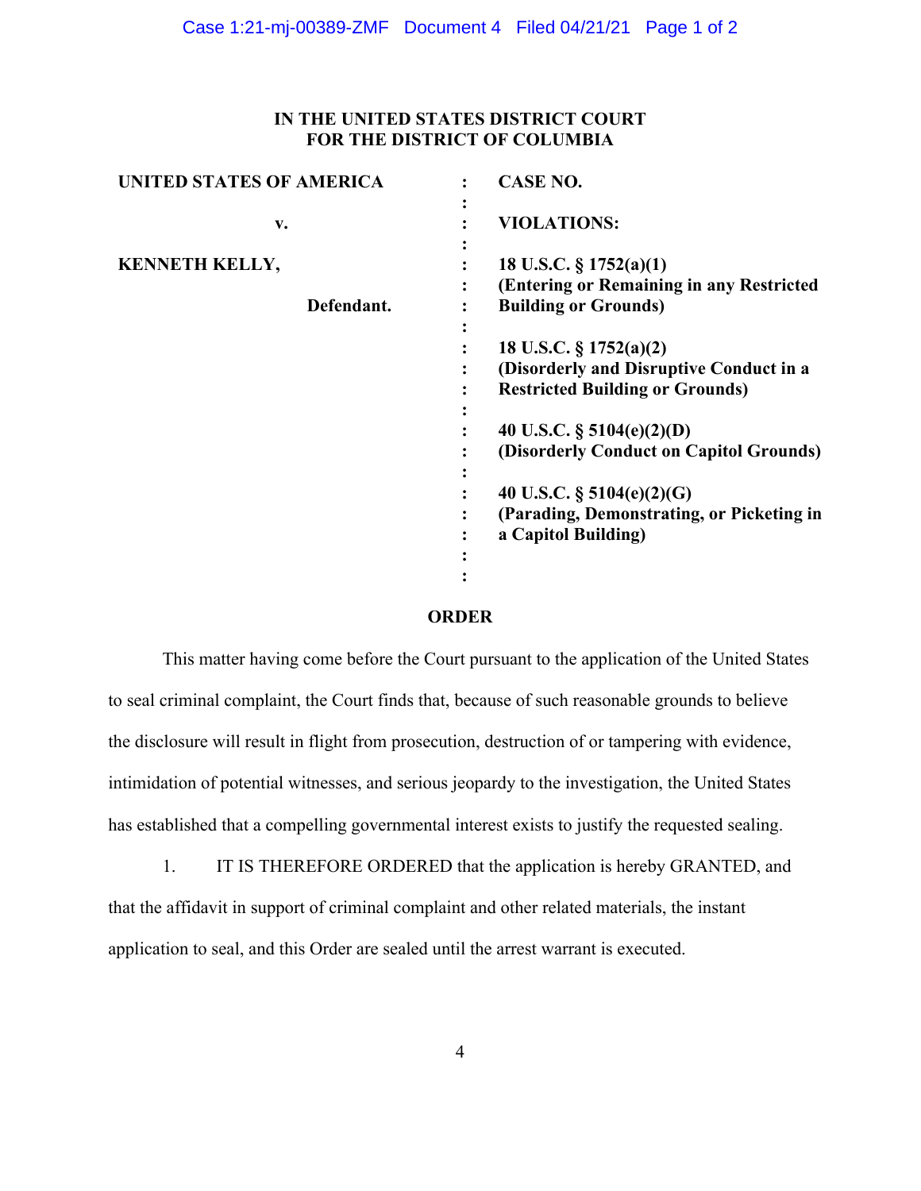**IN THE UNITED STATES DISTRICT COURT**
**FOR THE DISTRICT OF COLUMBIA**

| | | |
|---|---|---|
| **UNITED STATES OF AMERICA** | : | **CASE NO.** |
| **v.** | : | **VIOLATIONS:** |
| **KENNETH KELLY,** | : | **18 U.S.C. § 1752(a)(1)** **(Entering or Remaining in any Restricted Building or Grounds)** |
| **Defendant.** | : | |
| | : | **18 U.S.C. § 1752(a)(2)** **(Disorderly and Disruptive Conduct in a Restricted Building or Grounds)** |
| | : | **40 U.S.C. § 5104(e)(2)(D)** **(Disorderly Conduct on Capitol Grounds)** |
| | : | **40 U.S.C. § 5104(e)(2)(G)** **(Parading, Demonstrating, or Picketing in a Capitol Building)** |

**ORDER**

This matter having come before the Court pursuant to the application of the United States to seal criminal complaint, the Court finds that, because of such reasonable grounds to believe the disclosure will result in flight from prosecution, destruction of or tampering with evidence, intimidation of potential witnesses, and serious jeopardy to the investigation, the United States has established that a compelling governmental interest exists to justify the requested sealing.

1. IT IS THEREFORE ORDERED that the application is hereby GRANTED, and that the affidavit in support of criminal complaint and other related materials, the instant application to seal, and this Order are sealed until the arrest warrant is executed.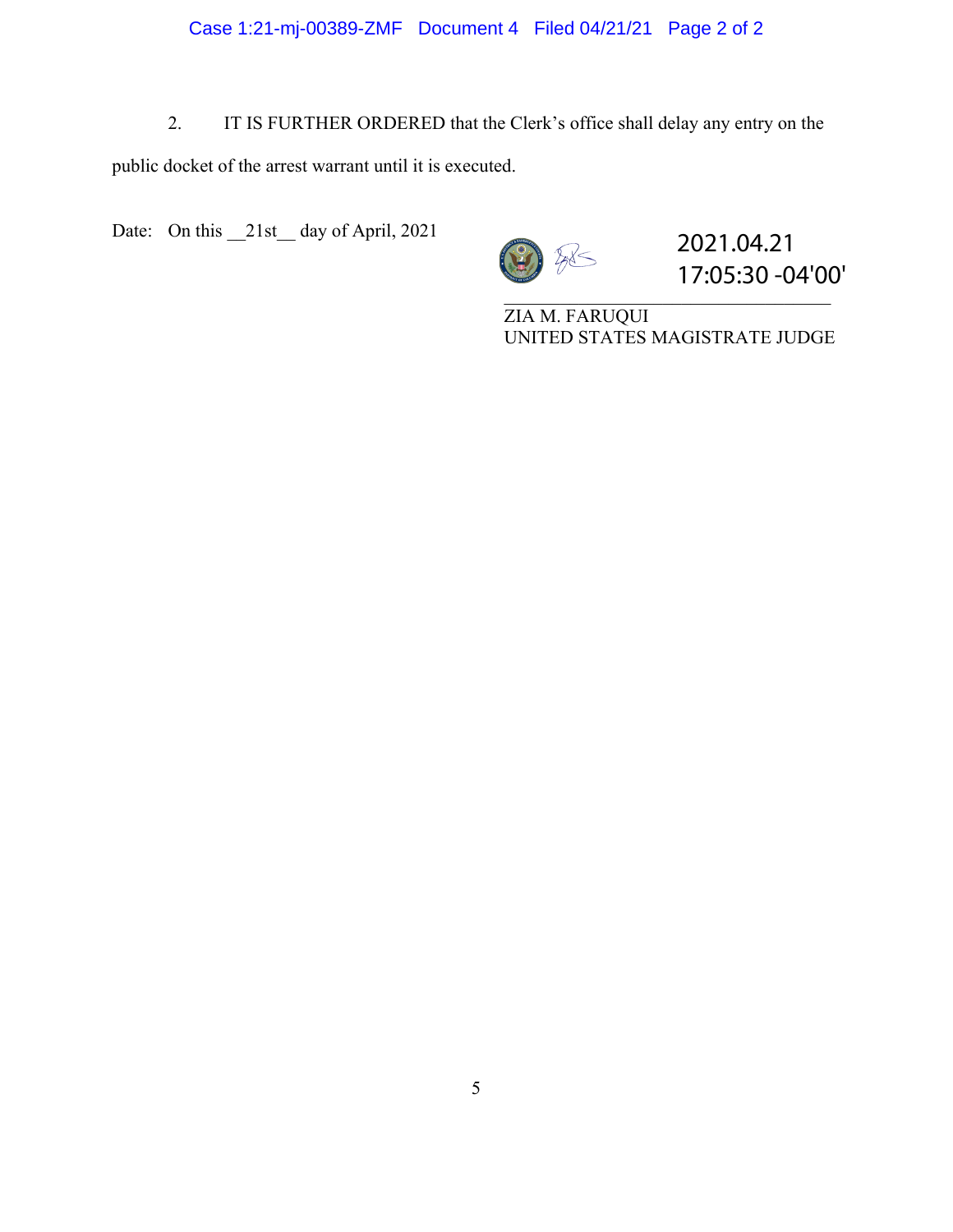2. IT IS FURTHER ORDERED that the Clerk's office shall delay any entry on the public docket of the arrest warrant until it is executed.

Date: On this __21st__ day of April, 2021

2021.04.21 17:05:30 -04'00'

ZIA M. FARUQUI
UNITED STATES MAGISTRATE JUDGE